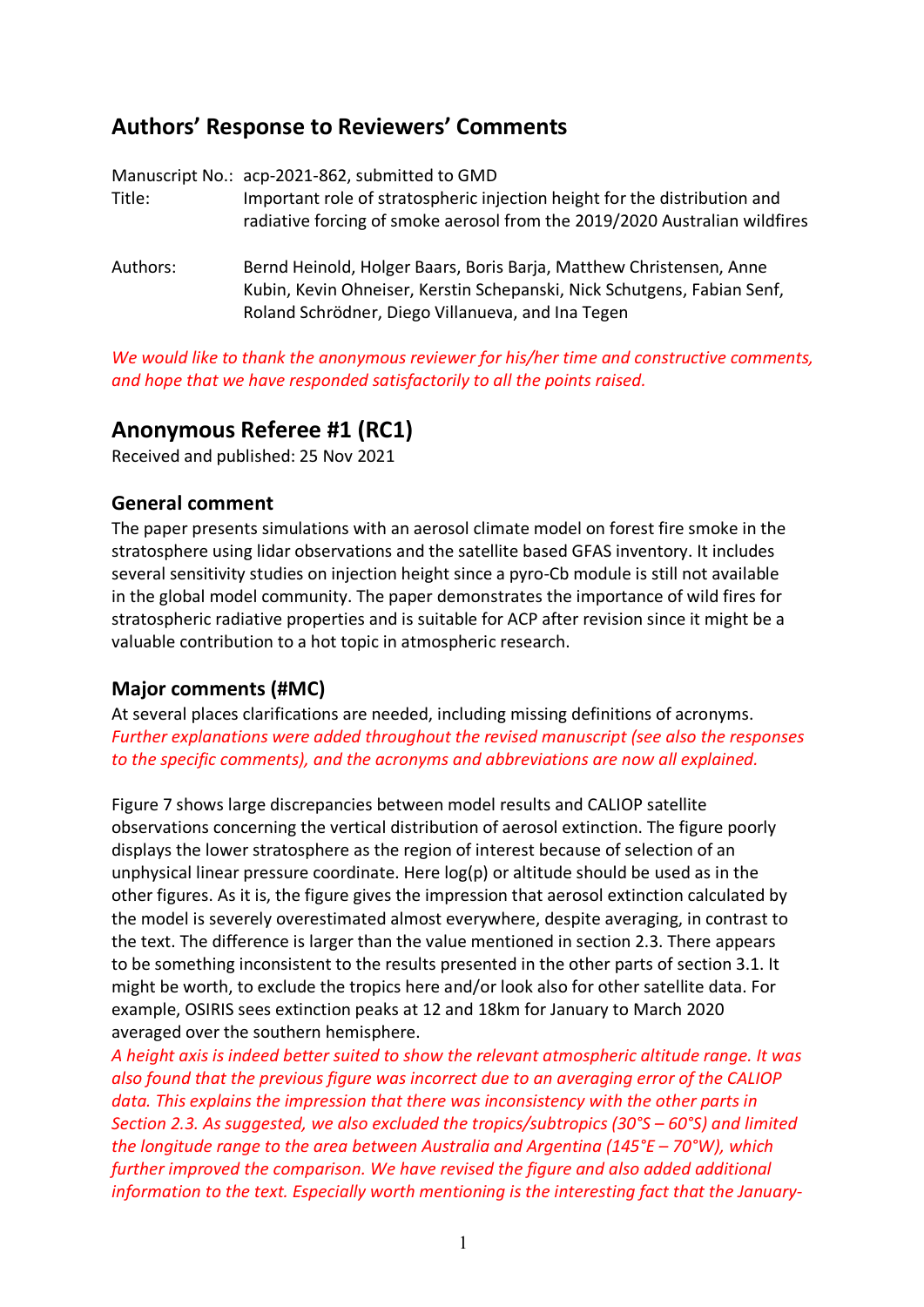## Authors' Response to Reviewers' Comments

Manuscript No.: acp-2021-862, submitted to GMD

Title: Important role of stratospheric injection height for the distribution and radiative forcing of smoke aerosol from the 2019/2020 Australian wildfires

Authors: Bernd Heinold, Holger Baars, Boris Barja, Matthew Christensen, Anne Kubin, Kevin Ohneiser, Kerstin Schepanski, Nick Schutgens, Fabian Senf, Roland Schrödner, Diego Villanueva, and Ina Tegen

*We would like to thank the anonymous reviewer for his/her time and constructive comments, and hope that we have responded satisfactorily to all the points raised.*

## Anonymous Referee #1 (RC1)

Received and published: 25 Nov 2021

### General comment

The paper presents simulations with an aerosol climate model on forest fire smoke in the stratosphere using lidar observations and the satellite based GFAS inventory. It includes several sensitivity studies on injection height since a pyro-Cb module is still not available in the global model community. The paper demonstrates the importance of wild fires for stratospheric radiative properties and is suitable for ACP after revision since it might be a valuable contribution to a hot topic in atmospheric research.

### Major comments (#MC)

At several places clarifications are needed, including missing definitions of acronyms.
*Further explanations were added throughout the revised manuscript (see also the responses to the specific comments), and the acronyms and abbreviations are now all explained.*

Figure 7 shows large discrepancies between model results and CALIOP satellite observations concerning the vertical distribution of aerosol extinction. The figure poorly displays the lower stratosphere as the region of interest because of selection of an unphysical linear pressure coordinate. Here log(p) or altitude should be used as in the other figures. As it is, the figure gives the impression that aerosol extinction calculated by the model is severely overestimated almost everywhere, despite averaging, in contrast to the text. The difference is larger than the value mentioned in section 2.3. There appears to be something inconsistent to the results presented in the other parts of section 3.1. It might be worth, to exclude the tropics here and/or look also for other satellite data. For example, OSIRIS sees extinction peaks at 12 and 18km for January to March 2020 averaged over the southern hemisphere.
*A height axis is indeed better suited to show the relevant atmospheric altitude range. It was also found that the previous figure was incorrect due to an averaging error of the CALIOP data. This explains the impression that there was inconsistency with the other parts in Section 2.3. As suggested, we also excluded the tropics/subtropics (30°S – 60°S) and limited the longitude range to the area between Australia and Argentina (145°E – 70°W), which further improved the comparison. We have revised the figure and also added additional information to the text. Especially worth mentioning is the interesting fact that the January-*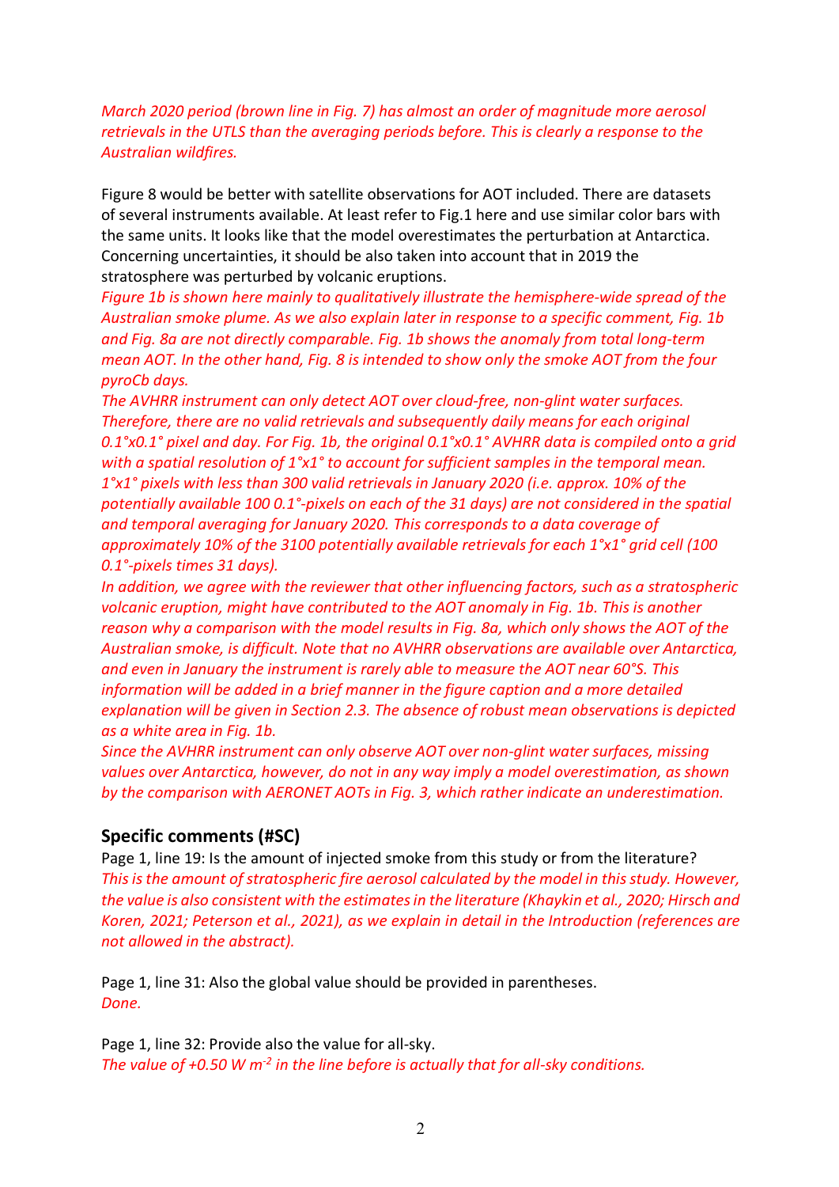*March 2020 period (brown line in Fig. 7) has almost an order of magnitude more aerosol retrievals in the UTLS than the averaging periods before. This is clearly a response to the Australian wildfires.*

Figure 8 would be better with satellite observations for AOT included. There are datasets of several instruments available. At least refer to Fig.1 here and use similar color bars with the same units. It looks like that the model overestimates the perturbation at Antarctica. Concerning uncertainties, it should be also taken into account that in 2019 the stratosphere was perturbed by volcanic eruptions.

*Figure 1b is shown here mainly to qualitatively illustrate the hemisphere-wide spread of the Australian smoke plume. As we also explain later in response to a specific comment, Fig. 1b and Fig. 8a are not directly comparable. Fig. 1b shows the anomaly from total long-term mean AOT. In the other hand, Fig. 8 is intended to show only the smoke AOT from the four pyroCb days.*

*The AVHRR instrument can only detect AOT over cloud-free, non-glint water surfaces. Therefore, there are no valid retrievals and subsequently daily means for each original 0.1°x0.1° pixel and day. For Fig. 1b, the original 0.1°x0.1° AVHRR data is compiled onto a grid with a spatial resolution of 1°x1° to account for sufficient samples in the temporal mean. 1°x1° pixels with less than 300 valid retrievals in January 2020 (i.e. approx. 10% of the potentially available 100 0.1°-pixels on each of the 31 days) are not considered in the spatial and temporal averaging for January 2020. This corresponds to a data coverage of approximately 10% of the 3100 potentially available retrievals for each 1°x1° grid cell (100 0.1°-pixels times 31 days).*

*In addition, we agree with the reviewer that other influencing factors, such as a stratospheric volcanic eruption, might have contributed to the AOT anomaly in Fig. 1b. This is another reason why a comparison with the model results in Fig. 8a, which only shows the AOT of the Australian smoke, is difficult. Note that no AVHRR observations are available over Antarctica, and even in January the instrument is rarely able to measure the AOT near 60°S. This information will be added in a brief manner in the figure caption and a more detailed explanation will be given in Section 2.3. The absence of robust mean observations is depicted as a white area in Fig. 1b.*

*Since the AVHRR instrument can only observe AOT over non-glint water surfaces, missing values over Antarctica, however, do not in any way imply a model overestimation, as shown by the comparison with AERONET AOTs in Fig. 3, which rather indicate an underestimation.*

## Specific comments (#SC)

Page 1, line 19: Is the amount of injected smoke from this study or from the literature?
*This is the amount of stratospheric fire aerosol calculated by the model in this study. However, the value is also consistent with the estimates in the literature (Khaykin et al., 2020; Hirsch and Koren, 2021; Peterson et al., 2021), as we explain in detail in the Introduction (references are not allowed in the abstract).*

Page 1, line 31: Also the global value should be provided in parentheses.
*Done.*

Page 1, line 32: Provide also the value for all-sky.
*The value of +0.50 W m$^{-2}$ in the line before is actually that for all-sky conditions.*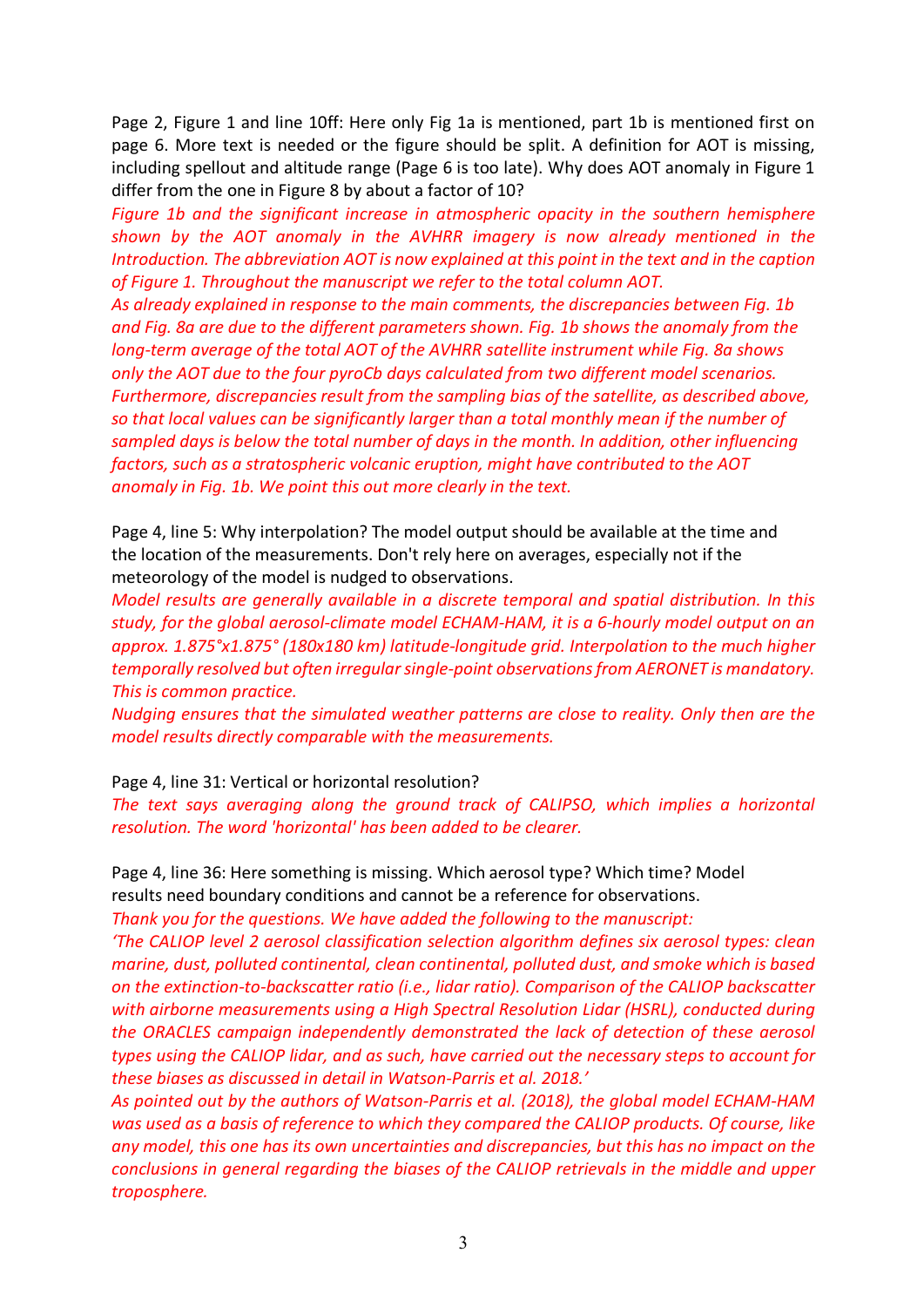Page 2, Figure 1 and line 10ff: Here only Fig 1a is mentioned, part 1b is mentioned first on page 6. More text is needed or the figure should be split. A definition for AOT is missing, including spellout and altitude range (Page 6 is too late). Why does AOT anomaly in Figure 1 differ from the one in Figure 8 by about a factor of 10?

*Figure 1b and the significant increase in atmospheric opacity in the southern hemisphere shown by the AOT anomaly in the AVHRR imagery is now already mentioned in the Introduction. The abbreviation AOT is now explained at this point in the text and in the caption of Figure 1. Throughout the manuscript we refer to the total column AOT.*

*As already explained in response to the main comments, the discrepancies between Fig. 1b and Fig. 8a are due to the different parameters shown. Fig. 1b shows the anomaly from the long-term average of the total AOT of the AVHRR satellite instrument while Fig. 8a shows only the AOT due to the four pyroCb days calculated from two different model scenarios. Furthermore, discrepancies result from the sampling bias of the satellite, as described above, so that local values can be significantly larger than a total monthly mean if the number of sampled days is below the total number of days in the month. In addition, other influencing factors, such as a stratospheric volcanic eruption, might have contributed to the AOT anomaly in Fig. 1b. We point this out more clearly in the text.*

Page 4, line 5: Why interpolation? The model output should be available at the time and the location of the measurements. Don't rely here on averages, especially not if the meteorology of the model is nudged to observations.

*Model results are generally available in a discrete temporal and spatial distribution. In this study, for the global aerosol-climate model ECHAM-HAM, it is a 6-hourly model output on an approx. 1.875°x1.875° (180x180 km) latitude-longitude grid. Interpolation to the much higher temporally resolved but often irregular single-point observations from AERONET is mandatory. This is common practice.*

*Nudging ensures that the simulated weather patterns are close to reality. Only then are the model results directly comparable with the measurements.*

Page 4, line 31: Vertical or horizontal resolution?

*The text says averaging along the ground track of CALIPSO, which implies a horizontal resolution. The word 'horizontal' has been added to be clearer.*

Page 4, line 36: Here something is missing. Which aerosol type? Which time? Model results need boundary conditions and cannot be a reference for observations.

*Thank you for the questions. We have added the following to the manuscript:*

*'The CALIOP level 2 aerosol classification selection algorithm defines six aerosol types: clean marine, dust, polluted continental, clean continental, polluted dust, and smoke which is based on the extinction-to-backscatter ratio (i.e., lidar ratio). Comparison of the CALIOP backscatter with airborne measurements using a High Spectral Resolution Lidar (HSRL), conducted during the ORACLES campaign independently demonstrated the lack of detection of these aerosol types using the CALIOP lidar, and as such, have carried out the necessary steps to account for these biases as discussed in detail in Watson-Parris et al. 2018.'*

*As pointed out by the authors of Watson-Parris et al. (2018), the global model ECHAM-HAM was used as a basis of reference to which they compared the CALIOP products. Of course, like any model, this one has its own uncertainties and discrepancies, but this has no impact on the conclusions in general regarding the biases of the CALIOP retrievals in the middle and upper troposphere.*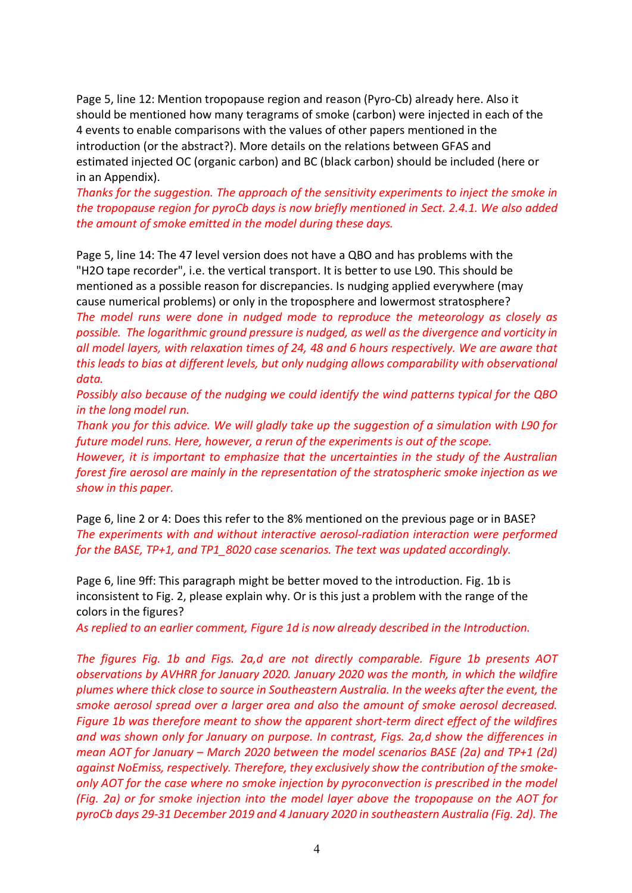Page 5, line 12: Mention tropopause region and reason (Pyro-Cb) already here. Also it should be mentioned how many teragrams of smoke (carbon) were injected in each of the 4 events to enable comparisons with the values of other papers mentioned in the introduction (or the abstract?). More details on the relations between GFAS and estimated injected OC (organic carbon) and BC (black carbon) should be included (here or in an Appendix).

*Thanks for the suggestion. The approach of the sensitivity experiments to inject the smoke in the tropopause region for pyroCb days is now briefly mentioned in Sect. 2.4.1. We also added the amount of smoke emitted in the model during these days.*

Page 5, line 14: The 47 level version does not have a QBO and has problems with the "H2O tape recorder", i.e. the vertical transport. It is better to use L90. This should be mentioned as a possible reason for discrepancies. Is nudging applied everywhere (may cause numerical problems) or only in the troposphere and lowermost stratosphere?

*The model runs were done in nudged mode to reproduce the meteorology as closely as possible. The logarithmic ground pressure is nudged, as well as the divergence and vorticity in all model layers, with relaxation times of 24, 48 and 6 hours respectively. We are aware that this leads to bias at different levels, but only nudging allows comparability with observational data.*

*Possibly also because of the nudging we could identify the wind patterns typical for the QBO in the long model run.*

*Thank you for this advice. We will gladly take up the suggestion of a simulation with L90 for future model runs. Here, however, a rerun of the experiments is out of the scope.*

*However, it is important to emphasize that the uncertainties in the study of the Australian forest fire aerosol are mainly in the representation of the stratospheric smoke injection as we show in this paper.*

Page 6, line 2 or 4: Does this refer to the 8% mentioned on the previous page or in BASE?

*The experiments with and without interactive aerosol-radiation interaction were performed for the BASE, TP+1, and TP1_8020 case scenarios. The text was updated accordingly.*

Page 6, line 9ff: This paragraph might be better moved to the introduction. Fig. 1b is inconsistent to Fig. 2, please explain why. Or is this just a problem with the range of the colors in the figures?

*As replied to an earlier comment, Figure 1d is now already described in the Introduction.*

*The figures Fig. 1b and Figs. 2a,d are not directly comparable. Figure 1b presents AOT observations by AVHRR for January 2020. January 2020 was the month, in which the wildfire plumes where thick close to source in Southeastern Australia. In the weeks after the event, the smoke aerosol spread over a larger area and also the amount of smoke aerosol decreased. Figure 1b was therefore meant to show the apparent short-term direct effect of the wildfires and was shown only for January on purpose. In contrast, Figs. 2a,d show the differences in mean AOT for January – March 2020 between the model scenarios BASE (2a) and TP+1 (2d) against NoEmiss, respectively. Therefore, they exclusively show the contribution of the smoke-only AOT for the case where no smoke injection by pyroconvection is prescribed in the model (Fig. 2a) or for smoke injection into the model layer above the tropopause on the AOT for pyroCb days 29-31 December 2019 and 4 January 2020 in southeastern Australia (Fig. 2d). The*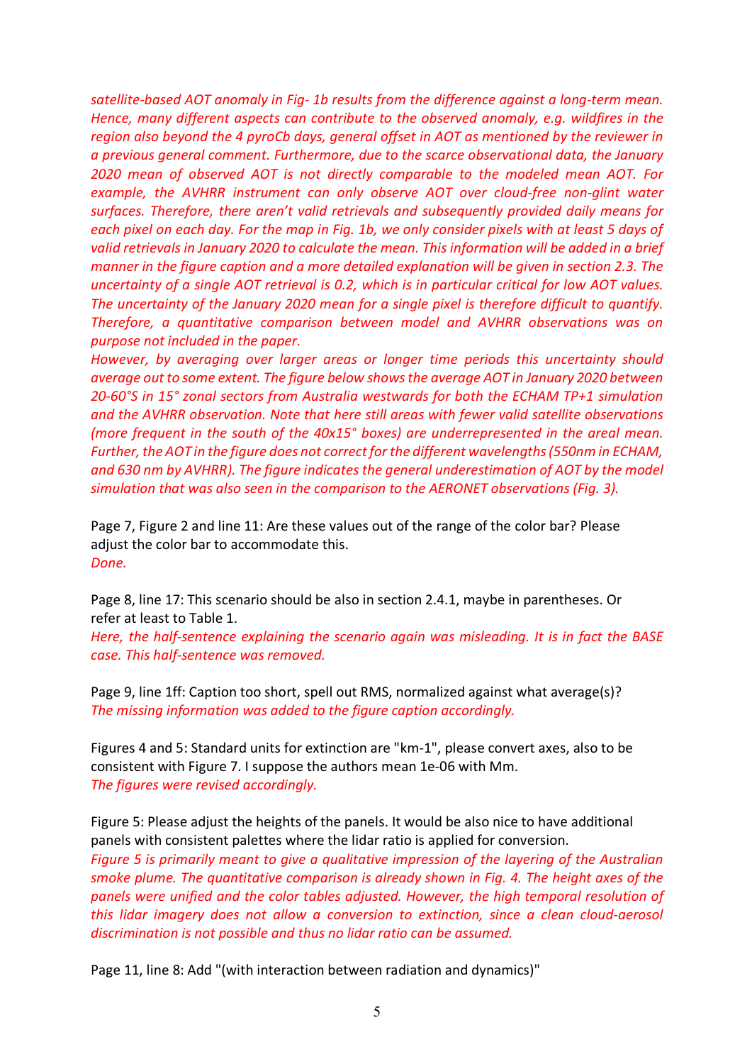*satellite-based AOT anomaly in Fig- 1b results from the difference against a long-term mean. Hence, many different aspects can contribute to the observed anomaly, e.g. wildfires in the region also beyond the 4 pyroCb days, general offset in AOT as mentioned by the reviewer in a previous general comment. Furthermore, due to the scarce observational data, the January 2020 mean of observed AOT is not directly comparable to the modeled mean AOT. For example, the AVHRR instrument can only observe AOT over cloud-free non-glint water surfaces. Therefore, there aren't valid retrievals and subsequently provided daily means for each pixel on each day. For the map in Fig. 1b, we only consider pixels with at least 5 days of valid retrievals in January 2020 to calculate the mean. This information will be added in a brief manner in the figure caption and a more detailed explanation will be given in section 2.3. The uncertainty of a single AOT retrieval is 0.2, which is in particular critical for low AOT values. The uncertainty of the January 2020 mean for a single pixel is therefore difficult to quantify. Therefore, a quantitative comparison between model and AVHRR observations was on purpose not included in the paper.*

*However, by averaging over larger areas or longer time periods this uncertainty should average out to some extent. The figure below shows the average AOT in January 2020 between 20-60°S in 15° zonal sectors from Australia westwards for both the ECHAM TP+1 simulation and the AVHRR observation. Note that here still areas with fewer valid satellite observations (more frequent in the south of the 40x15° boxes) are underrepresented in the areal mean. Further, the AOT in the figure does not correct for the different wavelengths (550nm in ECHAM, and 630 nm by AVHRR). The figure indicates the general underestimation of AOT by the model simulation that was also seen in the comparison to the AERONET observations (Fig. 3).*

Page 7, Figure 2 and line 11: Are these values out of the range of the color bar? Please adjust the color bar to accommodate this.
*Done.*

Page 8, line 17: This scenario should be also in section 2.4.1, maybe in parentheses. Or refer at least to Table 1.
*Here, the half-sentence explaining the scenario again was misleading. It is in fact the BASE case. This half-sentence was removed.*

Page 9, line 1ff: Caption too short, spell out RMS, normalized against what average(s)?
*The missing information was added to the figure caption accordingly.*

Figures 4 and 5: Standard units for extinction are "km-1", please convert axes, also to be consistent with Figure 7. I suppose the authors mean 1e-06 with Mm.
*The figures were revised accordingly.*

Figure 5: Please adjust the heights of the panels. It would be also nice to have additional panels with consistent palettes where the lidar ratio is applied for conversion.
*Figure 5 is primarily meant to give a qualitative impression of the layering of the Australian smoke plume. The quantitative comparison is already shown in Fig. 4. The height axes of the panels were unified and the color tables adjusted. However, the high temporal resolution of this lidar imagery does not allow a conversion to extinction, since a clean cloud-aerosol discrimination is not possible and thus no lidar ratio can be assumed.*

Page 11, line 8: Add "(with interaction between radiation and dynamics)"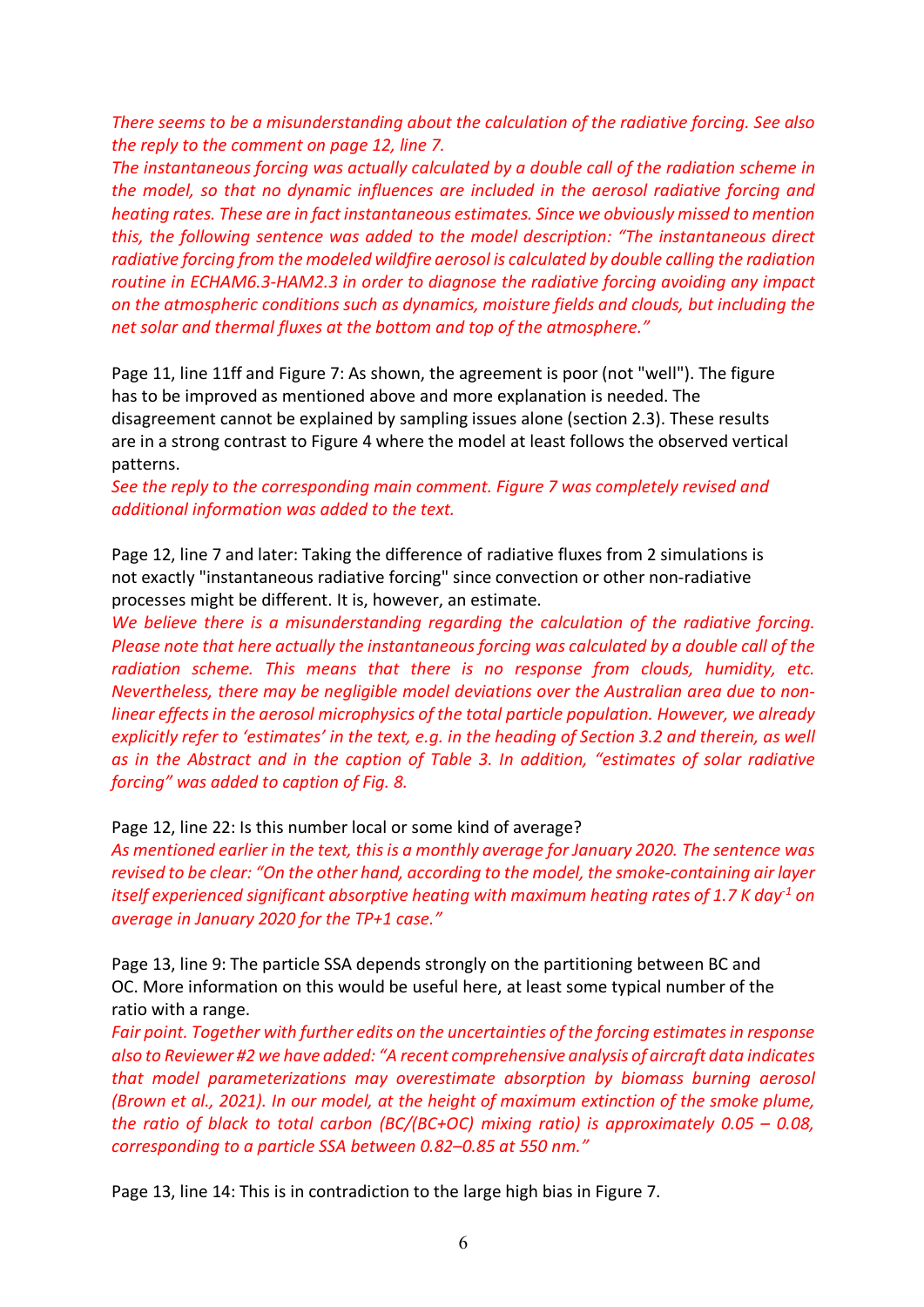*There seems to be a misunderstanding about the calculation of the radiative forcing. See also the reply to the comment on page 12, line 7.*
*The instantaneous forcing was actually calculated by a double call of the radiation scheme in the model, so that no dynamic influences are included in the aerosol radiative forcing and heating rates. These are in fact instantaneous estimates. Since we obviously missed to mention this, the following sentence was added to the model description: "The instantaneous direct radiative forcing from the modeled wildfire aerosol is calculated by double calling the radiation routine in ECHAM6.3-HAM2.3 in order to diagnose the radiative forcing avoiding any impact on the atmospheric conditions such as dynamics, moisture fields and clouds, but including the net solar and thermal fluxes at the bottom and top of the atmosphere."*

Page 11, line 11ff and Figure 7: As shown, the agreement is poor (not "well"). The figure has to be improved as mentioned above and more explanation is needed. The disagreement cannot be explained by sampling issues alone (section 2.3). These results are in a strong contrast to Figure 4 where the model at least follows the observed vertical patterns.
*See the reply to the corresponding main comment. Figure 7 was completely revised and additional information was added to the text.*

Page 12, line 7 and later: Taking the difference of radiative fluxes from 2 simulations is not exactly "instantaneous radiative forcing" since convection or other non-radiative processes might be different. It is, however, an estimate.
*We believe there is a misunderstanding regarding the calculation of the radiative forcing. Please note that here actually the instantaneous forcing was calculated by a double call of the radiation scheme. This means that there is no response from clouds, humidity, etc. Nevertheless, there may be negligible model deviations over the Australian area due to non-linear effects in the aerosol microphysics of the total particle population. However, we already explicitly refer to 'estimates' in the text, e.g. in the heading of Section 3.2 and therein, as well as in the Abstract and in the caption of Table 3. In addition, "estimates of solar radiative forcing" was added to caption of Fig. 8.*

Page 12, line 22: Is this number local or some kind of average?
*As mentioned earlier in the text, this is a monthly average for January 2020. The sentence was revised to be clear: "On the other hand, according to the model, the smoke-containing air layer itself experienced significant absorptive heating with maximum heating rates of 1.7 K day$^{-1}$ on average in January 2020 for the TP+1 case."*

Page 13, line 9: The particle SSA depends strongly on the partitioning between BC and OC. More information on this would be useful here, at least some typical number of the ratio with a range.
*Fair point. Together with further edits on the uncertainties of the forcing estimates in response also to Reviewer #2 we have added: "A recent comprehensive analysis of aircraft data indicates that model parameterizations may overestimate absorption by biomass burning aerosol (Brown et al., 2021). In our model, at the height of maximum extinction of the smoke plume, the ratio of black to total carbon (BC/(BC+OC) mixing ratio) is approximately 0.05 – 0.08, corresponding to a particle SSA between 0.82–0.85 at 550 nm."*

Page 13, line 14: This is in contradiction to the large high bias in Figure 7.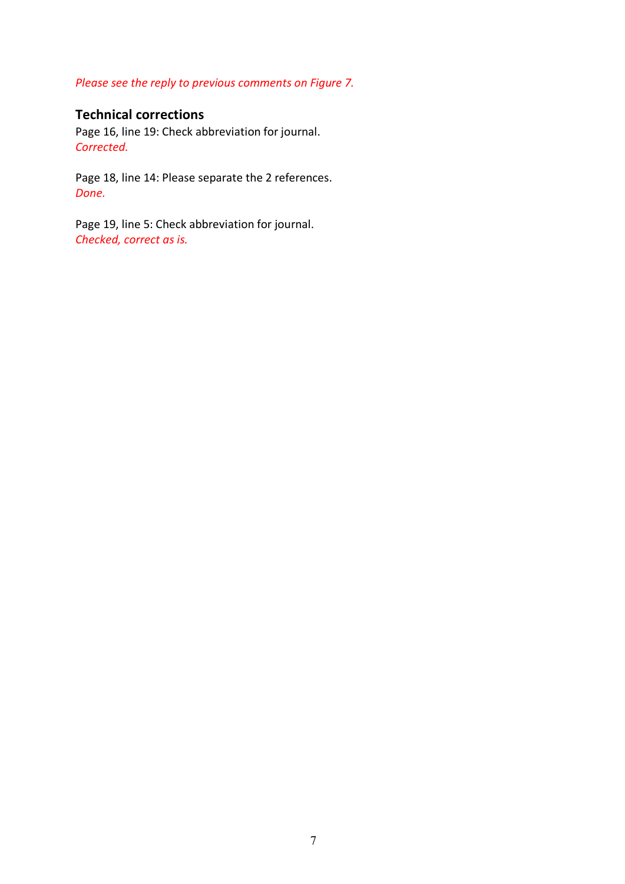*Please see the reply to previous comments on Figure 7.*

## Technical corrections

Page 16, line 19: Check abbreviation for journal.
*Corrected.*

Page 18, line 14: Please separate the 2 references.
*Done.*

Page 19, line 5: Check abbreviation for journal.
*Checked, correct as is.*